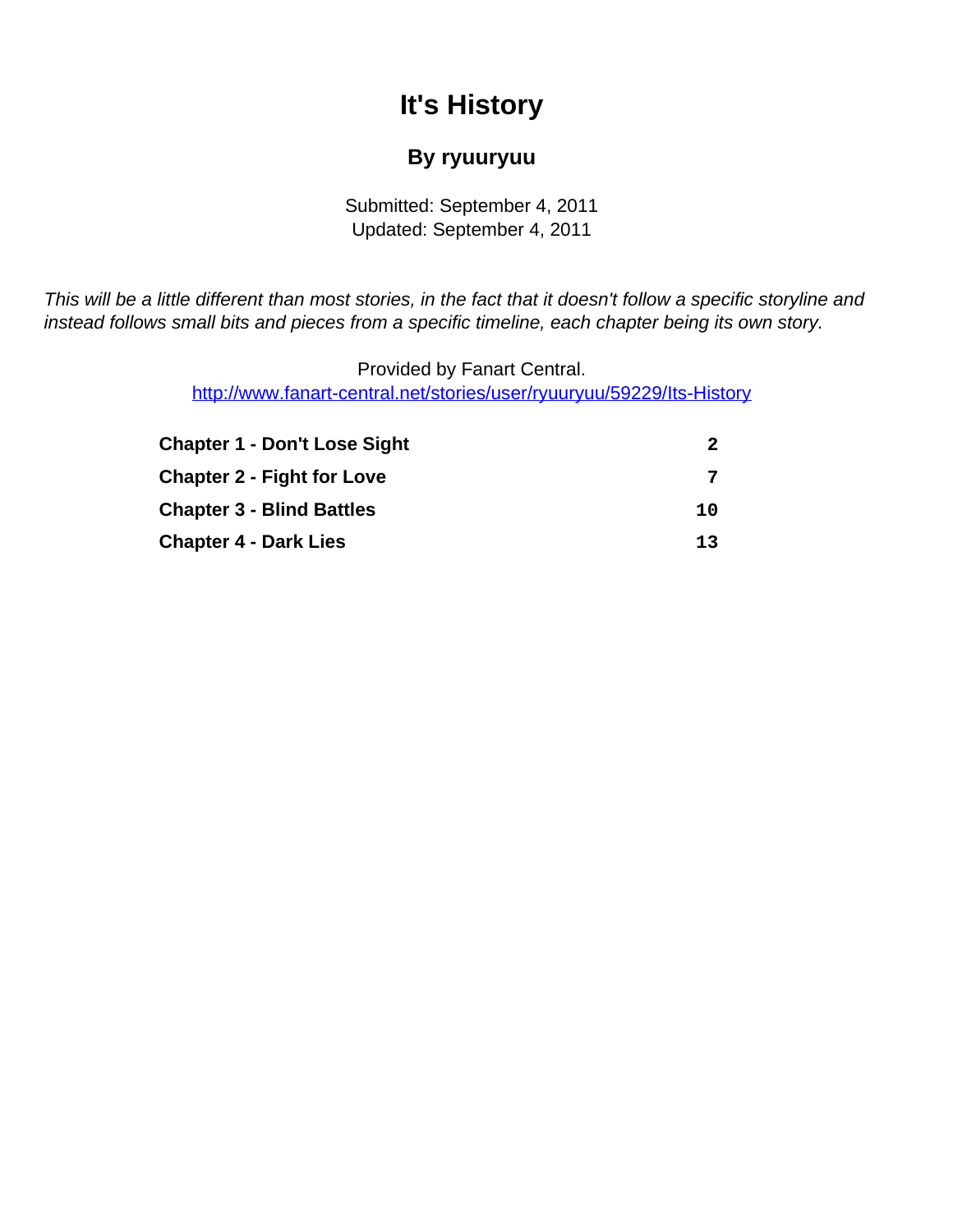# It's History

## By ryuuryuu

Submitted: September 4, 2011
Updated: September 4, 2011

*This will be a little different than most stories, in the fact that it doesn't follow a specific storyline and instead follows small bits and pieces from a specific timeline, each chapter being its own story.*

Provided by Fanart Central.
http://www.fanart-central.net/stories/user/ryuuryuu/59229/Its-History

| | |
|---|---|
| **Chapter 1 - Don't Lose Sight** | **2** |
| **Chapter 2 - Fight for Love** | **7** |
| **Chapter 3 - Blind Battles** | **10** |
| **Chapter 4 - Dark Lies** | **13** |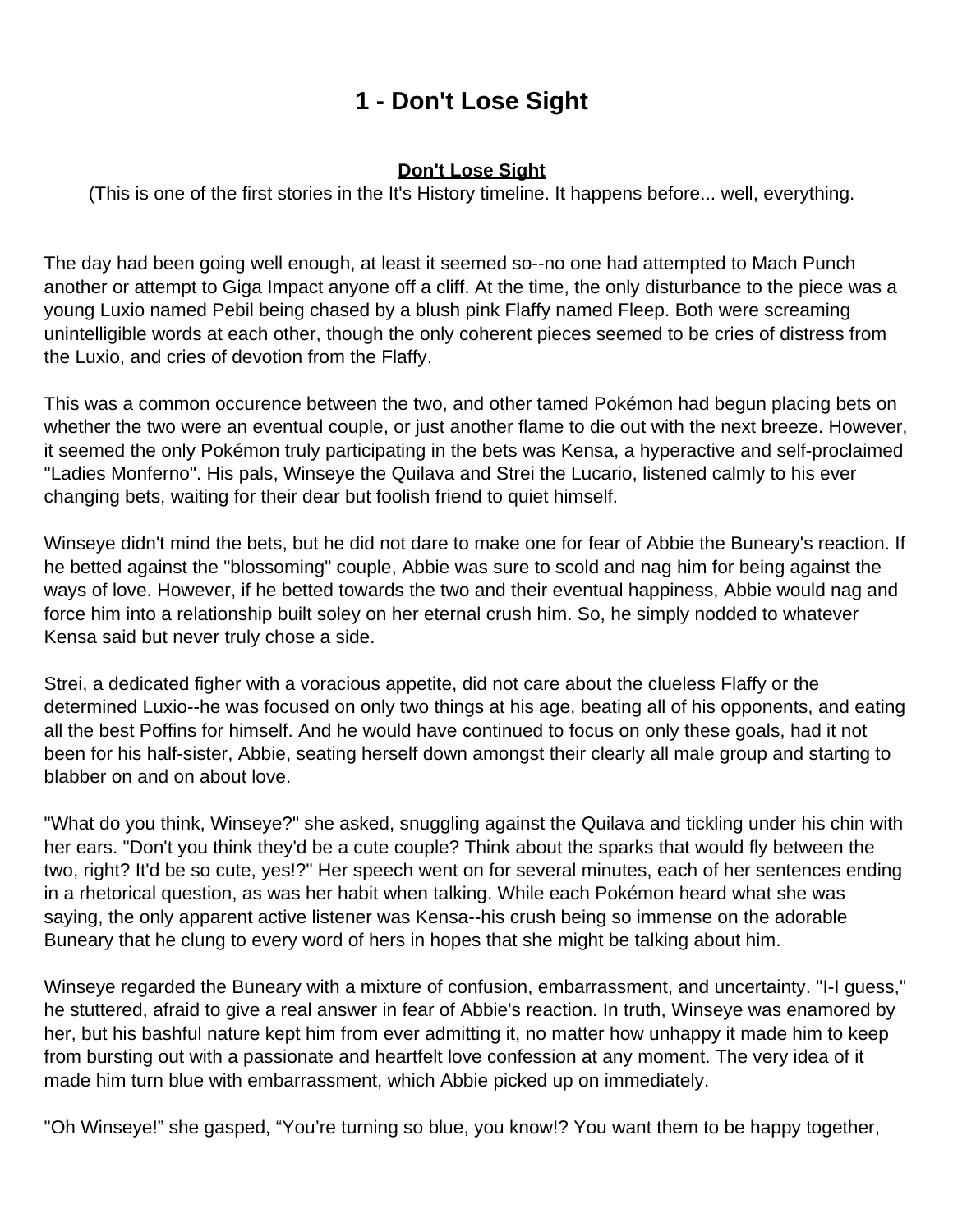# 1 - Don't Lose Sight

**Don't Lose Sight**

(This is one of the first stories in the It's History timeline. It happens before... well, everything.

The day had been going well enough, at least it seemed so--no one had attempted to Mach Punch another or attempt to Giga Impact anyone off a cliff. At the time, the only disturbance to the piece was a young Luxio named Pebil being chased by a blush pink Flaffy named Fleep. Both were screaming unintelligible words at each other, though the only coherent pieces seemed to be cries of distress from the Luxio, and cries of devotion from the Flaffy.

This was a common occurence between the two, and other tamed Pokémon had begun placing bets on whether the two were an eventual couple, or just another flame to die out with the next breeze. However, it seemed the only Pokémon truly participating in the bets was Kensa, a hyperactive and self-proclaimed "Ladies Monferno". His pals, Winseye the Quilava and Strei the Lucario, listened calmly to his ever changing bets, waiting for their dear but foolish friend to quiet himself.

Winseye didn't mind the bets, but he did not dare to make one for fear of Abbie the Buneary's reaction. If he betted against the "blossoming" couple, Abbie was sure to scold and nag him for being against the ways of love. However, if he betted towards the two and their eventual happiness, Abbie would nag and force him into a relationship built soley on her eternal crush him. So, he simply nodded to whatever Kensa said but never truly chose a side.

Strei, a dedicated figher with a voracious appetite, did not care about the clueless Flaffy or the determined Luxio--he was focused on only two things at his age, beating all of his opponents, and eating all the best Poffins for himself. And he would have continued to focus on only these goals, had it not been for his half-sister, Abbie, seating herself down amongst their clearly all male group and starting to blabber on and on about love.

"What do you think, Winseye?" she asked, snuggling against the Quilava and tickling under his chin with her ears. "Don't you think they'd be a cute couple? Think about the sparks that would fly between the two, right? It'd be so cute, yes!?" Her speech went on for several minutes, each of her sentences ending in a rhetorical question, as was her habit when talking. While each Pokémon heard what she was saying, the only apparent active listener was Kensa--his crush being so immense on the adorable Buneary that he clung to every word of hers in hopes that she might be talking about him.

Winseye regarded the Buneary with a mixture of confusion, embarrassment, and uncertainty. "I-I guess," he stuttered, afraid to give a real answer in fear of Abbie's reaction. In truth, Winseye was enamored by her, but his bashful nature kept him from ever admitting it, no matter how unhappy it made him to keep from bursting out with a passionate and heartfelt love confession at any moment. The very idea of it made him turn blue with embarrassment, which Abbie picked up on immediately.

"Oh Winseye!" she gasped, "You're turning so blue, you know!? You want them to be happy together,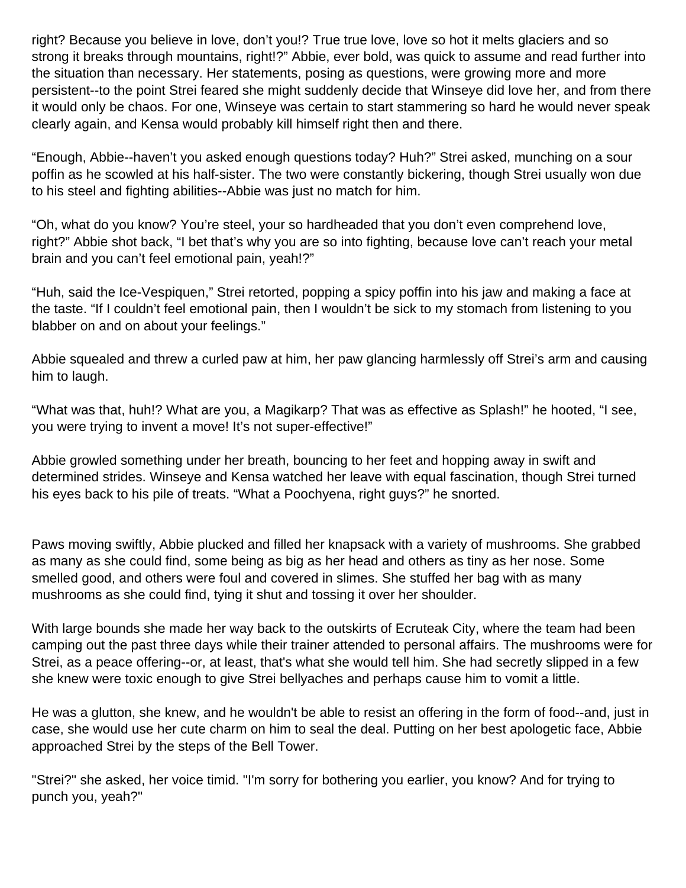right? Because you believe in love, don’t you!? True true love, love so hot it melts glaciers and so strong it breaks through mountains, right!?” Abbie, ever bold, was quick to assume and read further into the situation than necessary. Her statements, posing as questions, were growing more and more persistent--to the point Strei feared she might suddenly decide that Winseye did love her, and from there it would only be chaos. For one, Winseye was certain to start stammering so hard he would never speak clearly again, and Kensa would probably kill himself right then and there.

“Enough, Abbie--haven’t you asked enough questions today? Huh?” Strei asked, munching on a sour poffin as he scowled at his half-sister. The two were constantly bickering, though Strei usually won due to his steel and fighting abilities--Abbie was just no match for him.

“Oh, what do you know? You’re steel, your so hardheaded that you don’t even comprehend love, right?” Abbie shot back, “I bet that’s why you are so into fighting, because love can’t reach your metal brain and you can’t feel emotional pain, yeah!?”

“Huh, said the Ice-Vespiquen,” Strei retorted, popping a spicy poffin into his jaw and making a face at the taste. “If I couldn’t feel emotional pain, then I wouldn’t be sick to my stomach from listening to you blabber on and on about your feelings.”

Abbie squealed and threw a curled paw at him, her paw glancing harmlessly off Strei’s arm and causing him to laugh.

“What was that, huh!? What are you, a Magikarp? That was as effective as Splash!” he hooted, “I see, you were trying to invent a move! It’s not super-effective!”

Abbie growled something under her breath, bouncing to her feet and hopping away in swift and determined strides. Winseye and Kensa watched her leave with equal fascination, though Strei turned his eyes back to his pile of treats. “What a Poochyena, right guys?” he snorted.

Paws moving swiftly, Abbie plucked and filled her knapsack with a variety of mushrooms. She grabbed as many as she could find, some being as big as her head and others as tiny as her nose. Some smelled good, and others were foul and covered in slimes. She stuffed her bag with as many mushrooms as she could find, tying it shut and tossing it over her shoulder.

With large bounds she made her way back to the outskirts of Ecruteak City, where the team had been camping out the past three days while their trainer attended to personal affairs. The mushrooms were for Strei, as a peace offering--or, at least, that's what she would tell him. She had secretly slipped in a few she knew were toxic enough to give Strei bellyaches and perhaps cause him to vomit a little.

He was a glutton, she knew, and he wouldn't be able to resist an offering in the form of food--and, just in case, she would use her cute charm on him to seal the deal. Putting on her best apologetic face, Abbie approached Strei by the steps of the Bell Tower.

"Strei?" she asked, her voice timid. "I'm sorry for bothering you earlier, you know? And for trying to punch you, yeah?"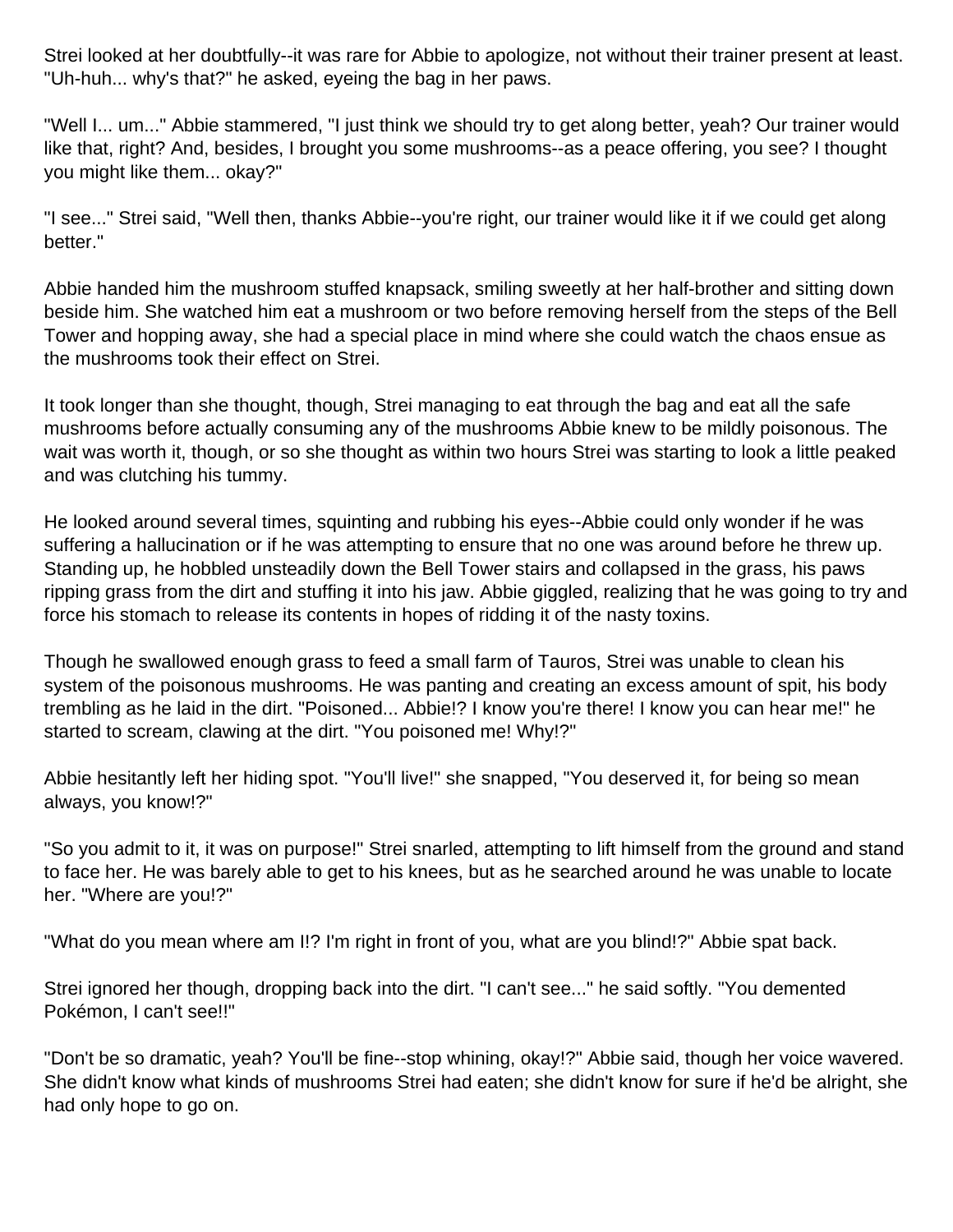Strei looked at her doubtfully--it was rare for Abbie to apologize, not without their trainer present at least. "Uh-huh... why's that?" he asked, eyeing the bag in her paws.

"Well I... um..." Abbie stammered, "I just think we should try to get along better, yeah? Our trainer would like that, right? And, besides, I brought you some mushrooms--as a peace offering, you see? I thought you might like them... okay?"

"I see..." Strei said, "Well then, thanks Abbie--you're right, our trainer would like it if we could get along better."

Abbie handed him the mushroom stuffed knapsack, smiling sweetly at her half-brother and sitting down beside him. She watched him eat a mushroom or two before removing herself from the steps of the Bell Tower and hopping away, she had a special place in mind where she could watch the chaos ensue as the mushrooms took their effect on Strei.

It took longer than she thought, though, Strei managing to eat through the bag and eat all the safe mushrooms before actually consuming any of the mushrooms Abbie knew to be mildly poisonous. The wait was worth it, though, or so she thought as within two hours Strei was starting to look a little peaked and was clutching his tummy.

He looked around several times, squinting and rubbing his eyes--Abbie could only wonder if he was suffering a hallucination or if he was attempting to ensure that no one was around before he threw up. Standing up, he hobbled unsteadily down the Bell Tower stairs and collapsed in the grass, his paws ripping grass from the dirt and stuffing it into his jaw. Abbie giggled, realizing that he was going to try and force his stomach to release its contents in hopes of ridding it of the nasty toxins.

Though he swallowed enough grass to feed a small farm of Tauros, Strei was unable to clean his system of the poisonous mushrooms. He was panting and creating an excess amount of spit, his body trembling as he laid in the dirt. "Poisoned... Abbie!? I know you're there! I know you can hear me!" he started to scream, clawing at the dirt. "You poisoned me! Why!?"

Abbie hesitantly left her hiding spot. "You'll live!" she snapped, "You deserved it, for being so mean always, you know!?"

"So you admit to it, it was on purpose!" Strei snarled, attempting to lift himself from the ground and stand to face her. He was barely able to get to his knees, but as he searched around he was unable to locate her. "Where are you!?"

"What do you mean where am I!? I'm right in front of you, what are you blind!?" Abbie spat back.

Strei ignored her though, dropping back into the dirt. "I can't see..." he said softly. "You demented Pokémon, I can't see!!"

"Don't be so dramatic, yeah? You'll be fine--stop whining, okay!?" Abbie said, though her voice wavered. She didn't know what kinds of mushrooms Strei had eaten; she didn't know for sure if he'd be alright, she had only hope to go on.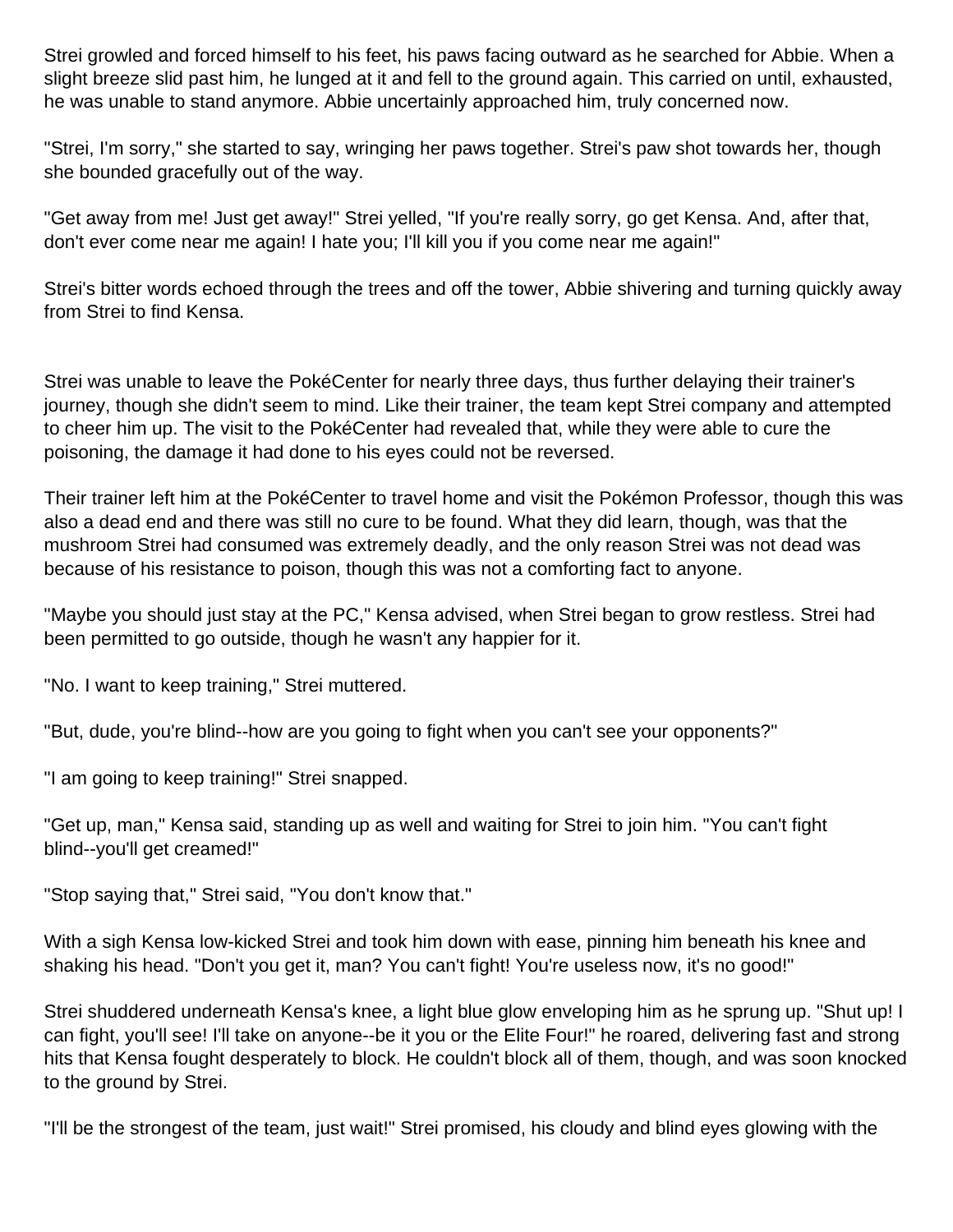Strei growled and forced himself to his feet, his paws facing outward as he searched for Abbie. When a slight breeze slid past him, he lunged at it and fell to the ground again. This carried on until, exhausted, he was unable to stand anymore. Abbie uncertainly approached him, truly concerned now.

"Strei, I'm sorry," she started to say, wringing her paws together. Strei's paw shot towards her, though she bounded gracefully out of the way.

"Get away from me! Just get away!" Strei yelled, "If you're really sorry, go get Kensa. And, after that, don't ever come near me again! I hate you; I'll kill you if you come near me again!"

Strei's bitter words echoed through the trees and off the tower, Abbie shivering and turning quickly away from Strei to find Kensa.

Strei was unable to leave the PokéCenter for nearly three days, thus further delaying their trainer's journey, though she didn't seem to mind. Like their trainer, the team kept Strei company and attempted to cheer him up. The visit to the PokéCenter had revealed that, while they were able to cure the poisoning, the damage it had done to his eyes could not be reversed.

Their trainer left him at the PokéCenter to travel home and visit the Pokémon Professor, though this was also a dead end and there was still no cure to be found. What they did learn, though, was that the mushroom Strei had consumed was extremely deadly, and the only reason Strei was not dead was because of his resistance to poison, though this was not a comforting fact to anyone.

"Maybe you should just stay at the PC," Kensa advised, when Strei began to grow restless. Strei had been permitted to go outside, though he wasn't any happier for it.

"No. I want to keep training," Strei muttered.

"But, dude, you're blind--how are you going to fight when you can't see your opponents?"

"I am going to keep training!" Strei snapped.

"Get up, man," Kensa said, standing up as well and waiting for Strei to join him. "You can't fight blind--you'll get creamed!"

"Stop saying that," Strei said, "You don't know that."

With a sigh Kensa low-kicked Strei and took him down with ease, pinning him beneath his knee and shaking his head. "Don't you get it, man? You can't fight! You're useless now, it's no good!"

Strei shuddered underneath Kensa's knee, a light blue glow enveloping him as he sprung up. "Shut up! I can fight, you'll see! I'll take on anyone--be it you or the Elite Four!" he roared, delivering fast and strong hits that Kensa fought desperately to block. He couldn't block all of them, though, and was soon knocked to the ground by Strei.

"I'll be the strongest of the team, just wait!" Strei promised, his cloudy and blind eyes glowing with the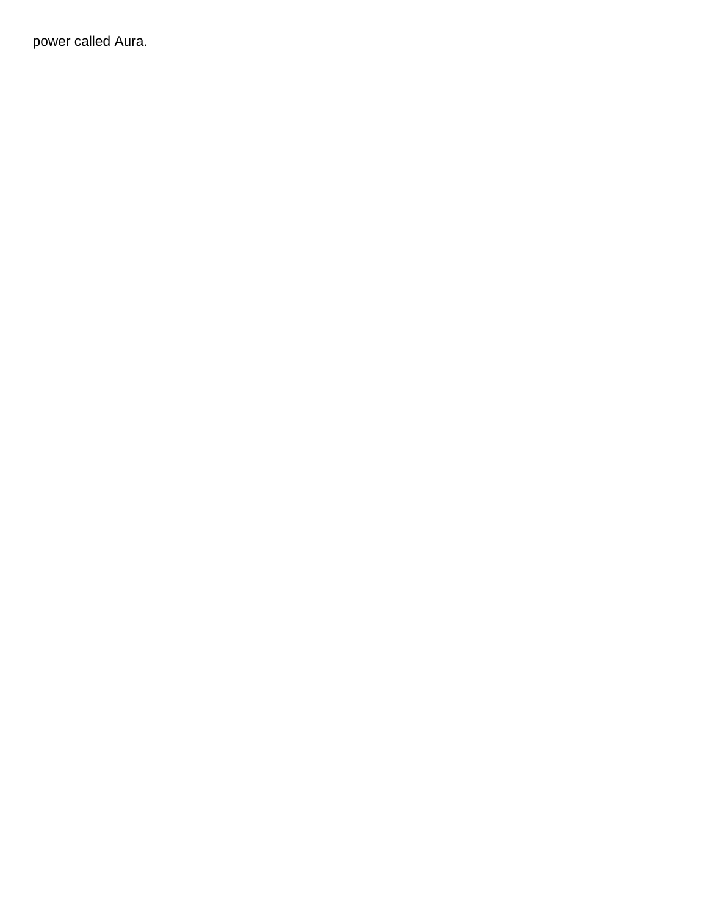power called Aura.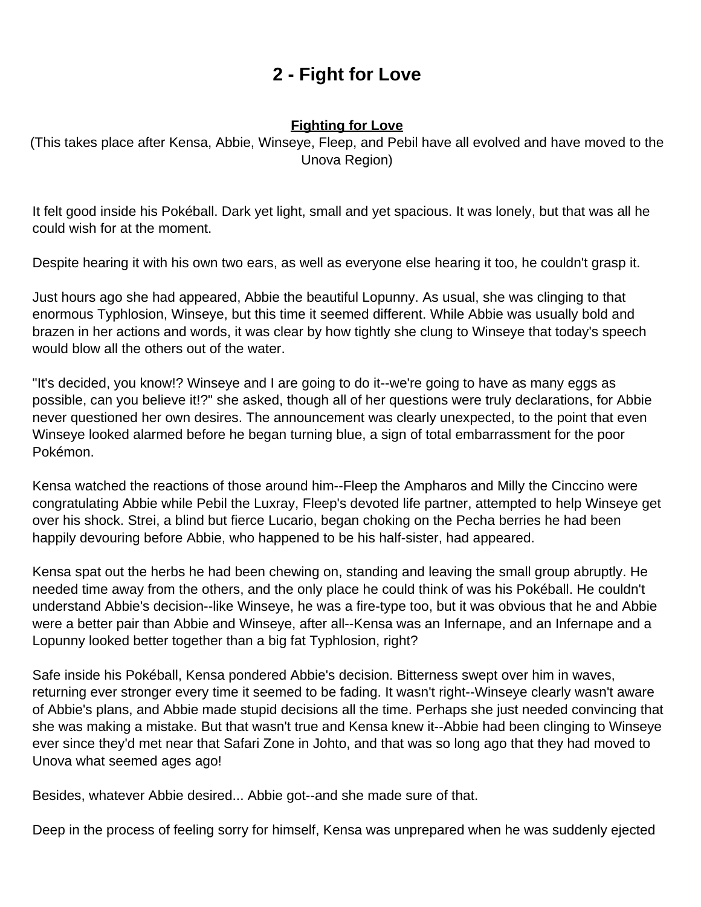# 2 - Fight for Love

**Fighting for Love**

(This takes place after Kensa, Abbie, Winseye, Fleep, and Pebil have all evolved and have moved to the Unova Region)

It felt good inside his Pokéball. Dark yet light, small and yet spacious. It was lonely, but that was all he could wish for at the moment.

Despite hearing it with his own two ears, as well as everyone else hearing it too, he couldn't grasp it.

Just hours ago she had appeared, Abbie the beautiful Lopunny. As usual, she was clinging to that enormous Typhlosion, Winseye, but this time it seemed different. While Abbie was usually bold and brazen in her actions and words, it was clear by how tightly she clung to Winseye that today's speech would blow all the others out of the water.

"It's decided, you know!? Winseye and I are going to do it--we're going to have as many eggs as possible, can you believe it!?" she asked, though all of her questions were truly declarations, for Abbie never questioned her own desires. The announcement was clearly unexpected, to the point that even Winseye looked alarmed before he began turning blue, a sign of total embarrassment for the poor Pokémon.

Kensa watched the reactions of those around him--Fleep the Ampharos and Milly the Cinccino were congratulating Abbie while Pebil the Luxray, Fleep's devoted life partner, attempted to help Winseye get over his shock. Strei, a blind but fierce Lucario, began choking on the Pecha berries he had been happily devouring before Abbie, who happened to be his half-sister, had appeared.

Kensa spat out the herbs he had been chewing on, standing and leaving the small group abruptly. He needed time away from the others, and the only place he could think of was his Pokéball. He couldn't understand Abbie's decision--like Winseye, he was a fire-type too, but it was obvious that he and Abbie were a better pair than Abbie and Winseye, after all--Kensa was an Infernape, and an Infernape and a Lopunny looked better together than a big fat Typhlosion, right?

Safe inside his Pokéball, Kensa pondered Abbie's decision. Bitterness swept over him in waves, returning ever stronger every time it seemed to be fading. It wasn't right--Winseye clearly wasn't aware of Abbie's plans, and Abbie made stupid decisions all the time. Perhaps she just needed convincing that she was making a mistake. But that wasn't true and Kensa knew it--Abbie had been clinging to Winseye ever since they'd met near that Safari Zone in Johto, and that was so long ago that they had moved to Unova what seemed ages ago!

Besides, whatever Abbie desired... Abbie got--and she made sure of that.

Deep in the process of feeling sorry for himself, Kensa was unprepared when he was suddenly ejected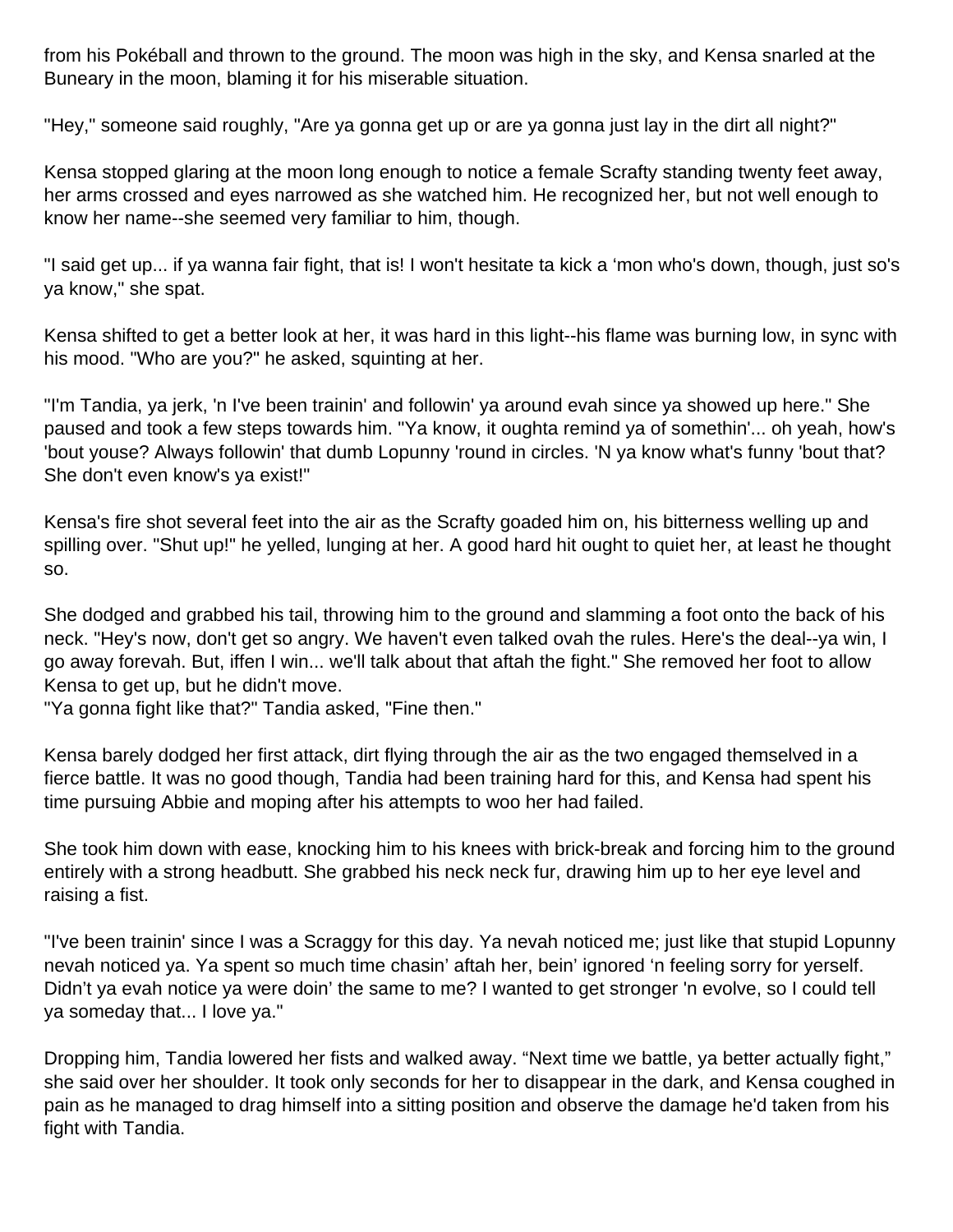from his Pokéball and thrown to the ground. The moon was high in the sky, and Kensa snarled at the Buneary in the moon, blaming it for his miserable situation.

"Hey," someone said roughly, "Are ya gonna get up or are ya gonna just lay in the dirt all night?"

Kensa stopped glaring at the moon long enough to notice a female Scrafty standing twenty feet away, her arms crossed and eyes narrowed as she watched him. He recognized her, but not well enough to know her name--she seemed very familiar to him, though.

"I said get up... if ya wanna fair fight, that is! I won't hesitate ta kick a ‘mon who's down, though, just so's ya know," she spat.

Kensa shifted to get a better look at her, it was hard in this light--his flame was burning low, in sync with his mood. "Who are you?" he asked, squinting at her.

"I'm Tandia, ya jerk, 'n I've been trainin' and followin' ya around evah since ya showed up here." She paused and took a few steps towards him. "Ya know, it oughta remind ya of somethin'... oh yeah, how's 'bout youse? Always followin' that dumb Lopunny 'round in circles. 'N ya know what's funny 'bout that? She don't even know's ya exist!"

Kensa's fire shot several feet into the air as the Scrafty goaded him on, his bitterness welling up and spilling over. "Shut up!" he yelled, lunging at her. A good hard hit ought to quiet her, at least he thought so.

She dodged and grabbed his tail, throwing him to the ground and slamming a foot onto the back of his neck. "Hey's now, don't get so angry. We haven't even talked ovah the rules. Here's the deal--ya win, I go away forevah. But, iffen I win... we'll talk about that aftah the fight." She removed her foot to allow Kensa to get up, but he didn't move.
"Ya gonna fight like that?" Tandia asked, "Fine then."

Kensa barely dodged her first attack, dirt flying through the air as the two engaged themselved in a fierce battle. It was no good though, Tandia had been training hard for this, and Kensa had spent his time pursuing Abbie and moping after his attempts to woo her had failed.

She took him down with ease, knocking him to his knees with brick-break and forcing him to the ground entirely with a strong headbutt. She grabbed his neck neck fur, drawing him up to her eye level and raising a fist.

"I've been trainin' since I was a Scraggy for this day. Ya nevah noticed me; just like that stupid Lopunny nevah noticed ya. Ya spent so much time chasin’ aftah her, bein’ ignored ‘n feeling sorry for yerself. Didn’t ya evah notice ya were doin’ the same to me? I wanted to get stronger 'n evolve, so I could tell ya someday that... I love ya."

Dropping him, Tandia lowered her fists and walked away. “Next time we battle, ya better actually fight,” she said over her shoulder. It took only seconds for her to disappear in the dark, and Kensa coughed in pain as he managed to drag himself into a sitting position and observe the damage he'd taken from his fight with Tandia.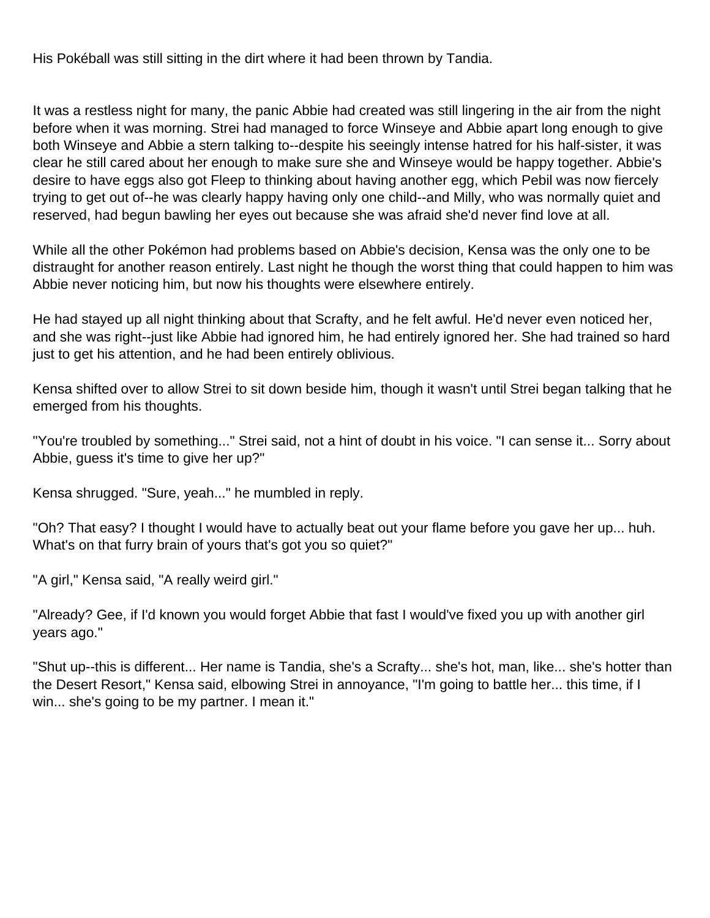His Pokéball was still sitting in the dirt where it had been thrown by Tandia.

It was a restless night for many, the panic Abbie had created was still lingering in the air from the night before when it was morning. Strei had managed to force Winseye and Abbie apart long enough to give both Winseye and Abbie a stern talking to--despite his seeingly intense hatred for his half-sister, it was clear he still cared about her enough to make sure she and Winseye would be happy together. Abbie's desire to have eggs also got Fleep to thinking about having another egg, which Pebil was now fiercely trying to get out of--he was clearly happy having only one child--and Milly, who was normally quiet and reserved, had begun bawling her eyes out because she was afraid she'd never find love at all.

While all the other Pokémon had problems based on Abbie's decision, Kensa was the only one to be distraught for another reason entirely. Last night he though the worst thing that could happen to him was Abbie never noticing him, but now his thoughts were elsewhere entirely.

He had stayed up all night thinking about that Scrafty, and he felt awful. He'd never even noticed her, and she was right--just like Abbie had ignored him, he had entirely ignored her. She had trained so hard just to get his attention, and he had been entirely oblivious.

Kensa shifted over to allow Strei to sit down beside him, though it wasn't until Strei began talking that he emerged from his thoughts.

"You're troubled by something..." Strei said, not a hint of doubt in his voice. "I can sense it... Sorry about Abbie, guess it's time to give her up?"

Kensa shrugged. "Sure, yeah..." he mumbled in reply.

"Oh? That easy? I thought I would have to actually beat out your flame before you gave her up... huh. What's on that furry brain of yours that's got you so quiet?"

"A girl," Kensa said, "A really weird girl."

"Already? Gee, if I'd known you would forget Abbie that fast I would've fixed you up with another girl years ago."

"Shut up--this is different... Her name is Tandia, she's a Scrafty... she's hot, man, like... she's hotter than the Desert Resort," Kensa said, elbowing Strei in annoyance, "I'm going to battle her... this time, if I win... she's going to be my partner. I mean it."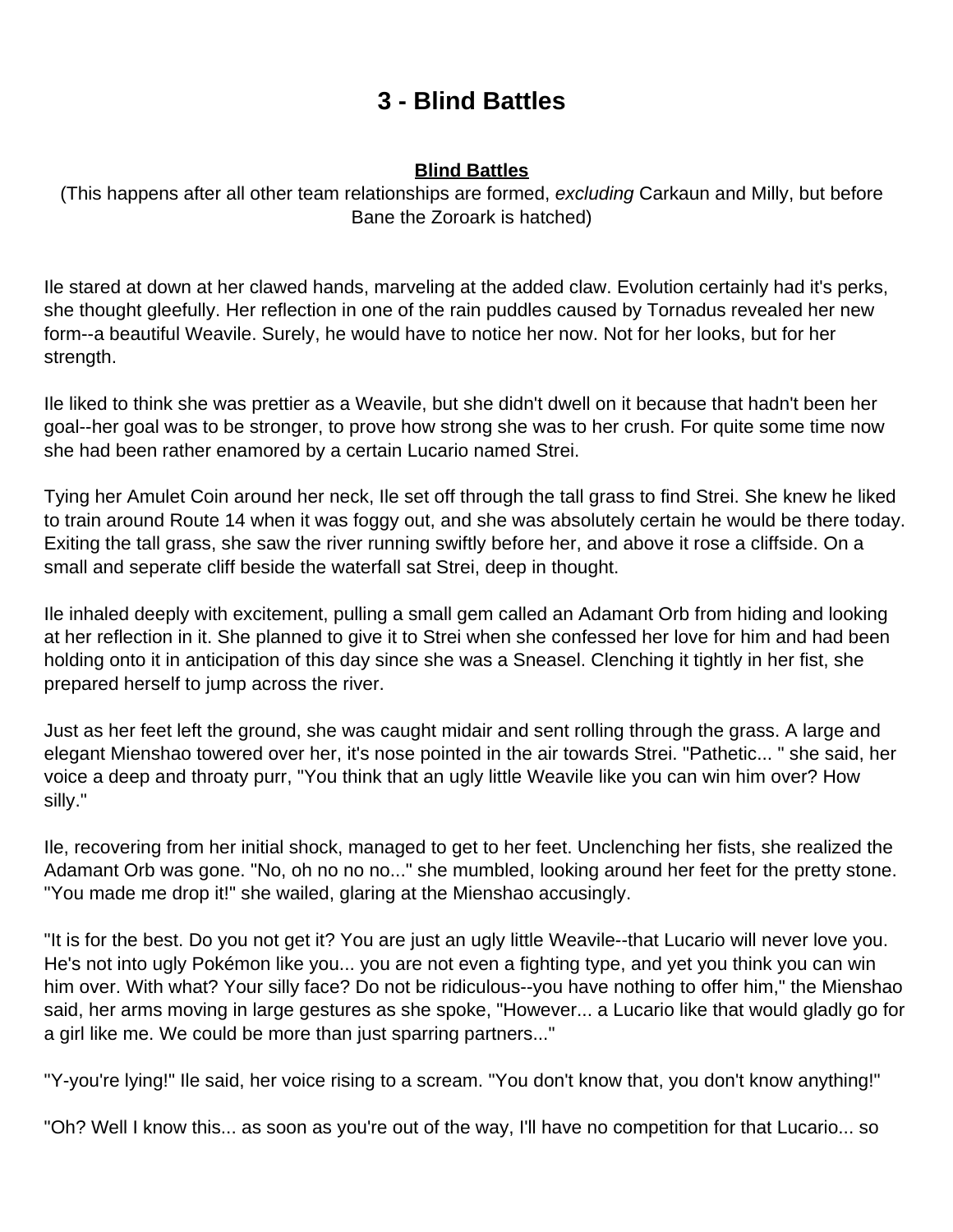# 3 - Blind Battles

<u>**Blind Battles**</u>

(This happens after all other team relationships are formed, *excluding* Carkaun and Milly, but before Bane the Zoroark is hatched)

Ile stared at down at her clawed hands, marveling at the added claw. Evolution certainly had it's perks, she thought gleefully. Her reflection in one of the rain puddles caused by Tornadus revealed her new form--a beautiful Weavile. Surely, he would have to notice her now. Not for her looks, but for her strength.

Ile liked to think she was prettier as a Weavile, but she didn't dwell on it because that hadn't been her goal--her goal was to be stronger, to prove how strong she was to her crush. For quite some time now she had been rather enamored by a certain Lucario named Strei.

Tying her Amulet Coin around her neck, Ile set off through the tall grass to find Strei. She knew he liked to train around Route 14 when it was foggy out, and she was absolutely certain he would be there today. Exiting the tall grass, she saw the river running swiftly before her, and above it rose a cliffside. On a small and seperate cliff beside the waterfall sat Strei, deep in thought.

Ile inhaled deeply with excitement, pulling a small gem called an Adamant Orb from hiding and looking at her reflection in it. She planned to give it to Strei when she confessed her love for him and had been holding onto it in anticipation of this day since she was a Sneasel. Clenching it tightly in her fist, she prepared herself to jump across the river.

Just as her feet left the ground, she was caught midair and sent rolling through the grass. A large and elegant Mienshao towered over her, it's nose pointed in the air towards Strei. "Pathetic... " she said, her voice a deep and throaty purr, "You think that an ugly little Weavile like you can win him over? How silly."

Ile, recovering from her initial shock, managed to get to her feet. Unclenching her fists, she realized the Adamant Orb was gone. "No, oh no no no..." she mumbled, looking around her feet for the pretty stone. "You made me drop it!" she wailed, glaring at the Mienshao accusingly.

"It is for the best. Do you not get it? You are just an ugly little Weavile--that Lucario will never love you. He's not into ugly Pokémon like you... you are not even a fighting type, and yet you think you can win him over. With what? Your silly face? Do not be ridiculous--you have nothing to offer him," the Mienshao said, her arms moving in large gestures as she spoke, "However... a Lucario like that would gladly go for a girl like me. We could be more than just sparring partners..."

"Y-you're lying!" Ile said, her voice rising to a scream. "You don't know that, you don't know anything!"

"Oh? Well I know this... as soon as you're out of the way, I'll have no competition for that Lucario... so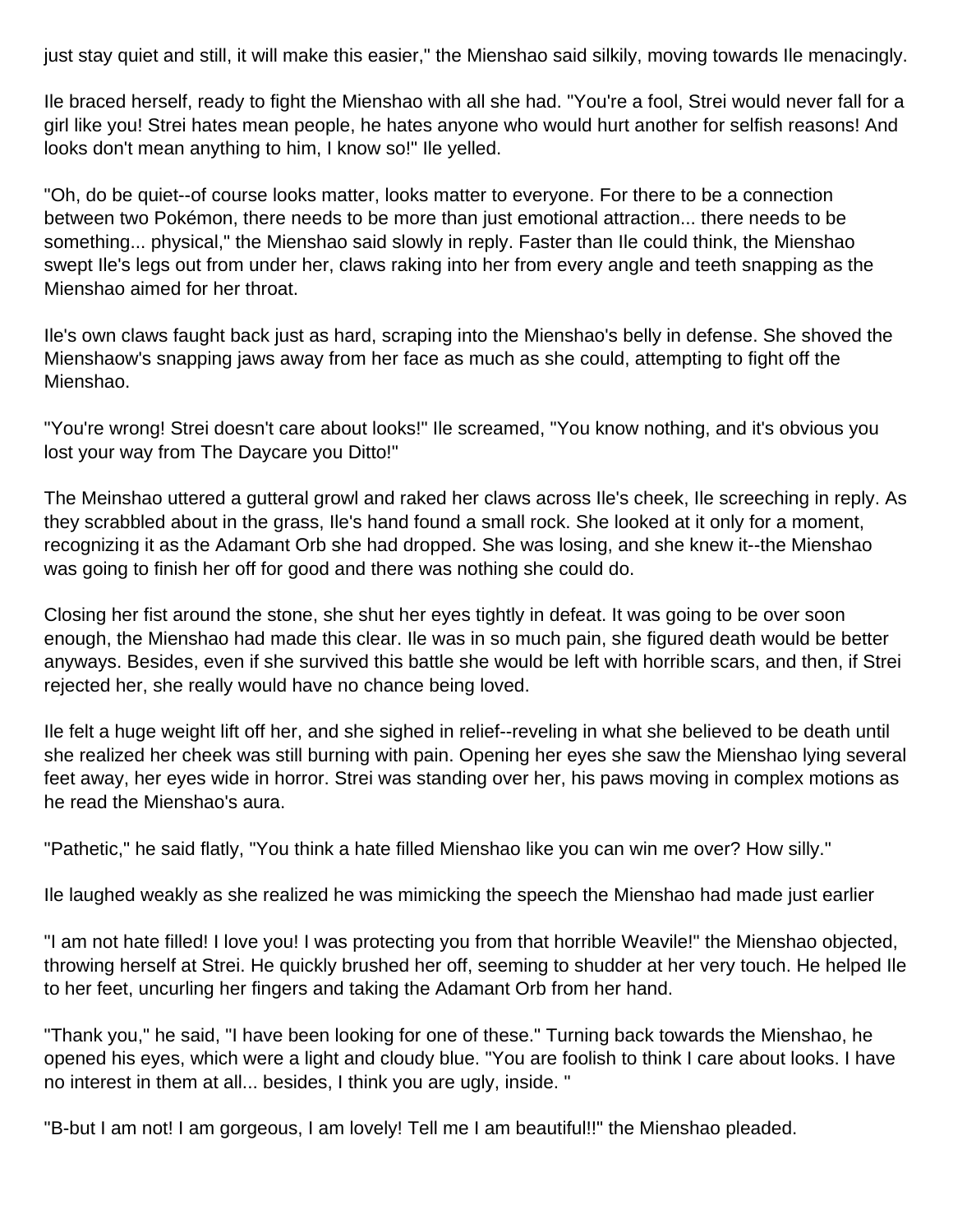just stay quiet and still, it will make this easier," the Mienshao said silkily, moving towards Ile menacingly.

Ile braced herself, ready to fight the Mienshao with all she had. "You're a fool, Strei would never fall for a girl like you! Strei hates mean people, he hates anyone who would hurt another for selfish reasons! And looks don't mean anything to him, I know so!" Ile yelled.

"Oh, do be quiet--of course looks matter, looks matter to everyone. For there to be a connection between two Pokémon, there needs to be more than just emotional attraction... there needs to be something... physical," the Mienshao said slowly in reply. Faster than Ile could think, the Mienshao swept Ile's legs out from under her, claws raking into her from every angle and teeth snapping as the Mienshao aimed for her throat.

Ile's own claws faught back just as hard, scraping into the Mienshao's belly in defense. She shoved the Mienshaow's snapping jaws away from her face as much as she could, attempting to fight off the Mienshao.

"You're wrong! Strei doesn't care about looks!" Ile screamed, "You know nothing, and it's obvious you lost your way from The Daycare you Ditto!"

The Meinshao uttered a gutteral growl and raked her claws across Ile's cheek, Ile screeching in reply. As they scrabbled about in the grass, Ile's hand found a small rock. She looked at it only for a moment, recognizing it as the Adamant Orb she had dropped. She was losing, and she knew it--the Mienshao was going to finish her off for good and there was nothing she could do.

Closing her fist around the stone, she shut her eyes tightly in defeat. It was going to be over soon enough, the Mienshao had made this clear. Ile was in so much pain, she figured death would be better anyways. Besides, even if she survived this battle she would be left with horrible scars, and then, if Strei rejected her, she really would have no chance being loved.

Ile felt a huge weight lift off her, and she sighed in relief--reveling in what she believed to be death until she realized her cheek was still burning with pain. Opening her eyes she saw the Mienshao lying several feet away, her eyes wide in horror. Strei was standing over her, his paws moving in complex motions as he read the Mienshao's aura.

"Pathetic," he said flatly, "You think a hate filled Mienshao like you can win me over? How silly."

Ile laughed weakly as she realized he was mimicking the speech the Mienshao had made just earlier

"I am not hate filled! I love you! I was protecting you from that horrible Weavile!" the Mienshao objected, throwing herself at Strei. He quickly brushed her off, seeming to shudder at her very touch. He helped Ile to her feet, uncurling her fingers and taking the Adamant Orb from her hand.

"Thank you," he said, "I have been looking for one of these." Turning back towards the Mienshao, he opened his eyes, which were a light and cloudy blue. "You are foolish to think I care about looks. I have no interest in them at all... besides, I think you are ugly, inside. "

"B-but I am not! I am gorgeous, I am lovely! Tell me I am beautiful!!" the Mienshao pleaded.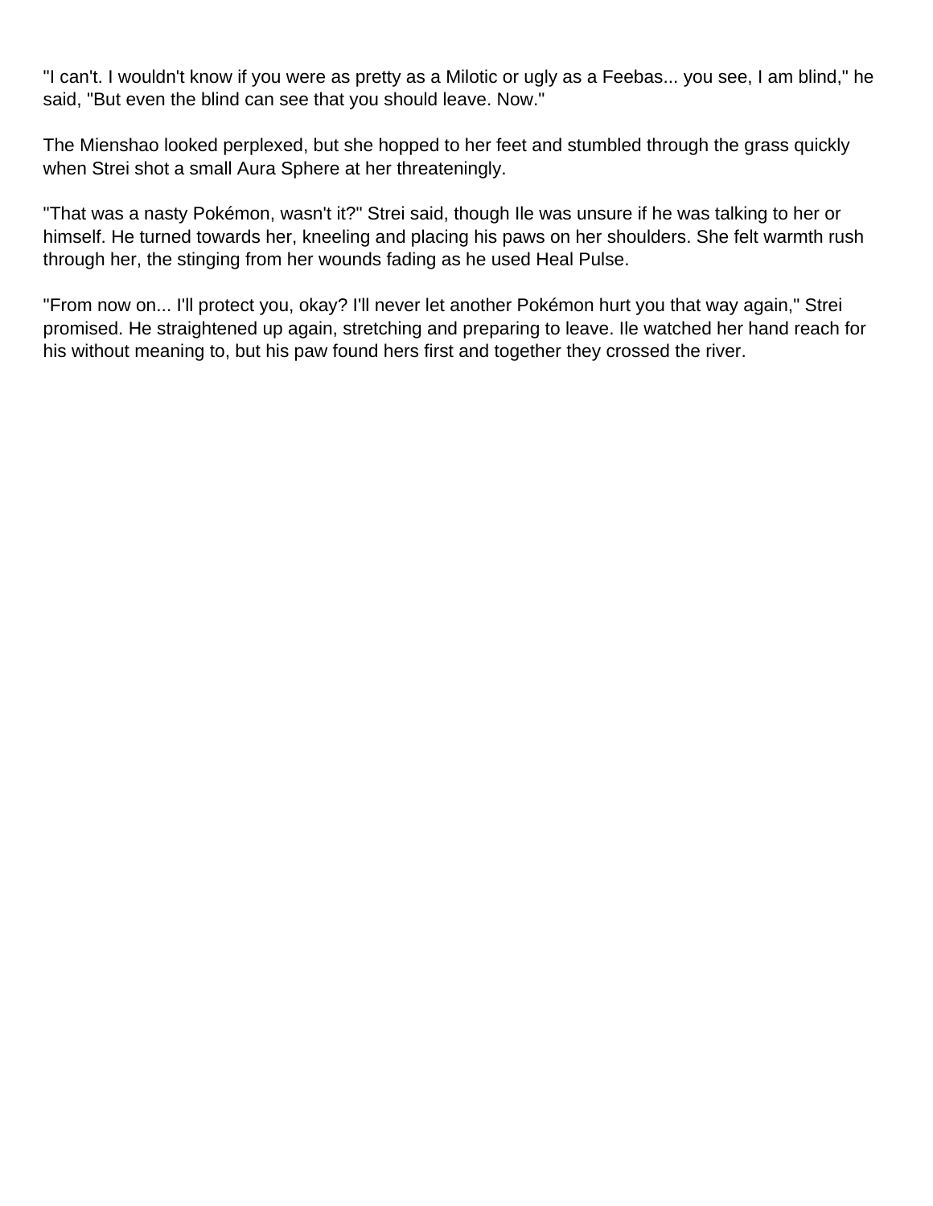"I can't. I wouldn't know if you were as pretty as a Milotic or ugly as a Feebas... you see, I am blind," he said, "But even the blind can see that you should leave. Now."

The Mienshao looked perplexed, but she hopped to her feet and stumbled through the grass quickly when Strei shot a small Aura Sphere at her threateningly.

"That was a nasty Pokémon, wasn't it?" Strei said, though Ile was unsure if he was talking to her or himself. He turned towards her, kneeling and placing his paws on her shoulders. She felt warmth rush through her, the stinging from her wounds fading as he used Heal Pulse.

"From now on... I'll protect you, okay? I'll never let another Pokémon hurt you that way again," Strei promised. He straightened up again, stretching and preparing to leave. Ile watched her hand reach for his without meaning to, but his paw found hers first and together they crossed the river.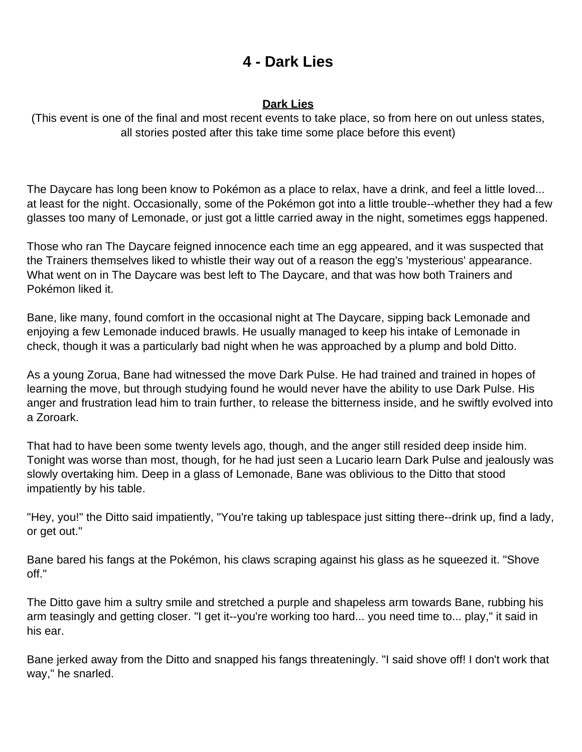# 4 - Dark Lies

**Dark Lies**

(This event is one of the final and most recent events to take place, so from here on out unless states, all stories posted after this take time some place before this event)

The Daycare has long been know to Pokémon as a place to relax, have a drink, and feel a little loved... at least for the night. Occasionally, some of the Pokémon got into a little trouble--whether they had a few glasses too many of Lemonade, or just got a little carried away in the night, sometimes eggs happened.

Those who ran The Daycare feigned innocence each time an egg appeared, and it was suspected that the Trainers themselves liked to whistle their way out of a reason the egg's 'mysterious' appearance. What went on in The Daycare was best left to The Daycare, and that was how both Trainers and Pokémon liked it.

Bane, like many, found comfort in the occasional night at The Daycare, sipping back Lemonade and enjoying a few Lemonade induced brawls. He usually managed to keep his intake of Lemonade in check, though it was a particularly bad night when he was approached by a plump and bold Ditto.

As a young Zorua, Bane had witnessed the move Dark Pulse. He had trained and trained in hopes of learning the move, but through studying found he would never have the ability to use Dark Pulse. His anger and frustration lead him to train further, to release the bitterness inside, and he swiftly evolved into a Zoroark.

That had to have been some twenty levels ago, though, and the anger still resided deep inside him. Tonight was worse than most, though, for he had just seen a Lucario learn Dark Pulse and jealously was slowly overtaking him. Deep in a glass of Lemonade, Bane was oblivious to the Ditto that stood impatiently by his table.

"Hey, you!" the Ditto said impatiently, "You're taking up tablespace just sitting there--drink up, find a lady, or get out."

Bane bared his fangs at the Pokémon, his claws scraping against his glass as he squeezed it. "Shove off."

The Ditto gave him a sultry smile and stretched a purple and shapeless arm towards Bane, rubbing his arm teasingly and getting closer. "I get it--you're working too hard... you need time to... play," it said in his ear.

Bane jerked away from the Ditto and snapped his fangs threateningly. "I said shove off! I don't work that way," he snarled.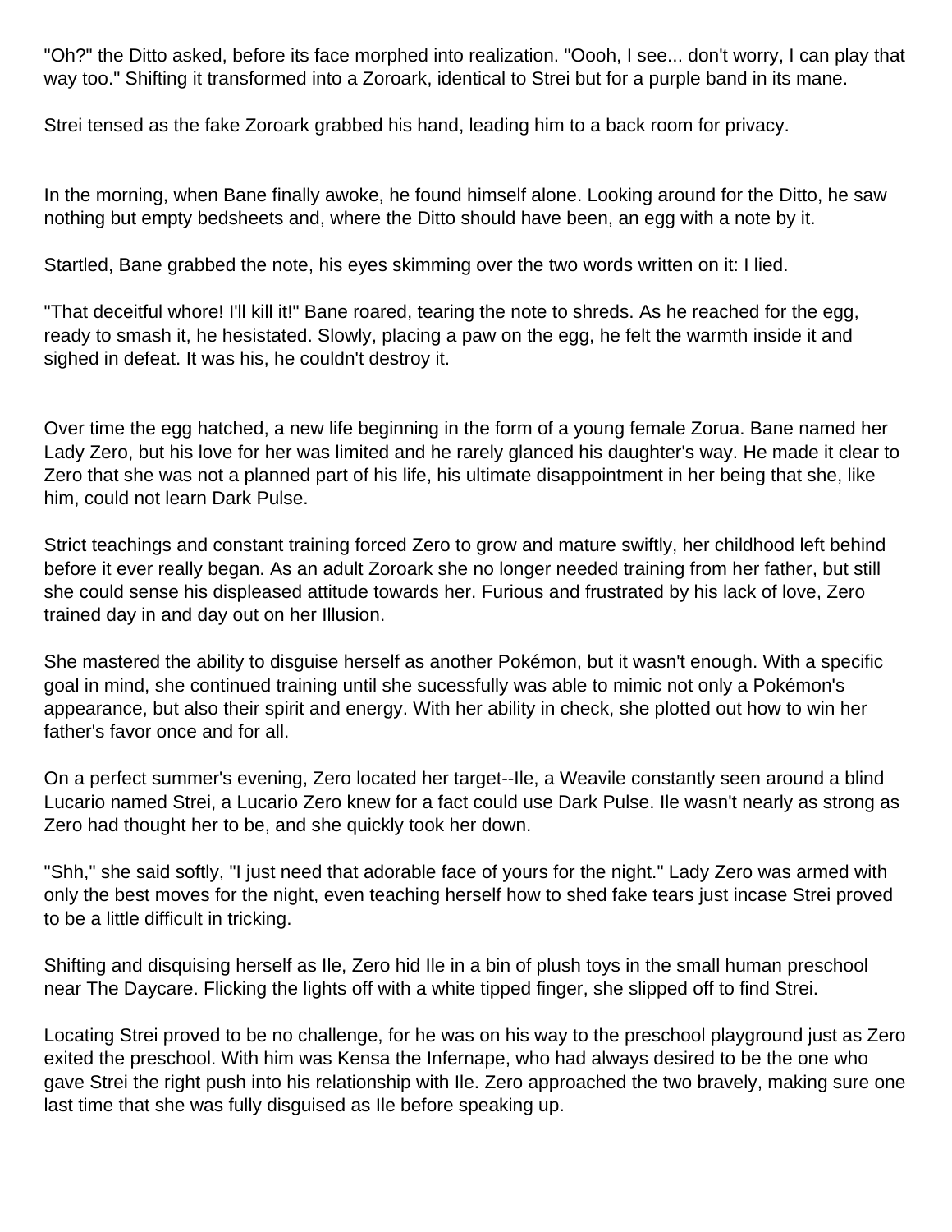"Oh?" the Ditto asked, before its face morphed into realization. "Oooh, I see... don't worry, I can play that way too." Shifting it transformed into a Zoroark, identical to Strei but for a purple band in its mane.

Strei tensed as the fake Zoroark grabbed his hand, leading him to a back room for privacy.

In the morning, when Bane finally awoke, he found himself alone. Looking around for the Ditto, he saw nothing but empty bedsheets and, where the Ditto should have been, an egg with a note by it.

Startled, Bane grabbed the note, his eyes skimming over the two words written on it: I lied.

"That deceitful whore! I'll kill it!" Bane roared, tearing the note to shreds. As he reached for the egg, ready to smash it, he hesistated. Slowly, placing a paw on the egg, he felt the warmth inside it and sighed in defeat. It was his, he couldn't destroy it.

Over time the egg hatched, a new life beginning in the form of a young female Zorua. Bane named her Lady Zero, but his love for her was limited and he rarely glanced his daughter's way. He made it clear to Zero that she was not a planned part of his life, his ultimate disappointment in her being that she, like him, could not learn Dark Pulse.

Strict teachings and constant training forced Zero to grow and mature swiftly, her childhood left behind before it ever really began. As an adult Zoroark she no longer needed training from her father, but still she could sense his displeased attitude towards her. Furious and frustrated by his lack of love, Zero trained day in and day out on her Illusion.

She mastered the ability to disguise herself as another Pokémon, but it wasn't enough. With a specific goal in mind, she continued training until she sucessfully was able to mimic not only a Pokémon's appearance, but also their spirit and energy. With her ability in check, she plotted out how to win her father's favor once and for all.

On a perfect summer's evening, Zero located her target--Ile, a Weavile constantly seen around a blind Lucario named Strei, a Lucario Zero knew for a fact could use Dark Pulse. Ile wasn't nearly as strong as Zero had thought her to be, and she quickly took her down.

"Shh," she said softly, "I just need that adorable face of yours for the night." Lady Zero was armed with only the best moves for the night, even teaching herself how to shed fake tears just incase Strei proved to be a little difficult in tricking.

Shifting and disquising herself as Ile, Zero hid Ile in a bin of plush toys in the small human preschool near The Daycare. Flicking the lights off with a white tipped finger, she slipped off to find Strei.

Locating Strei proved to be no challenge, for he was on his way to the preschool playground just as Zero exited the preschool. With him was Kensa the Infernape, who had always desired to be the one who gave Strei the right push into his relationship with Ile. Zero approached the two bravely, making sure one last time that she was fully disguised as Ile before speaking up.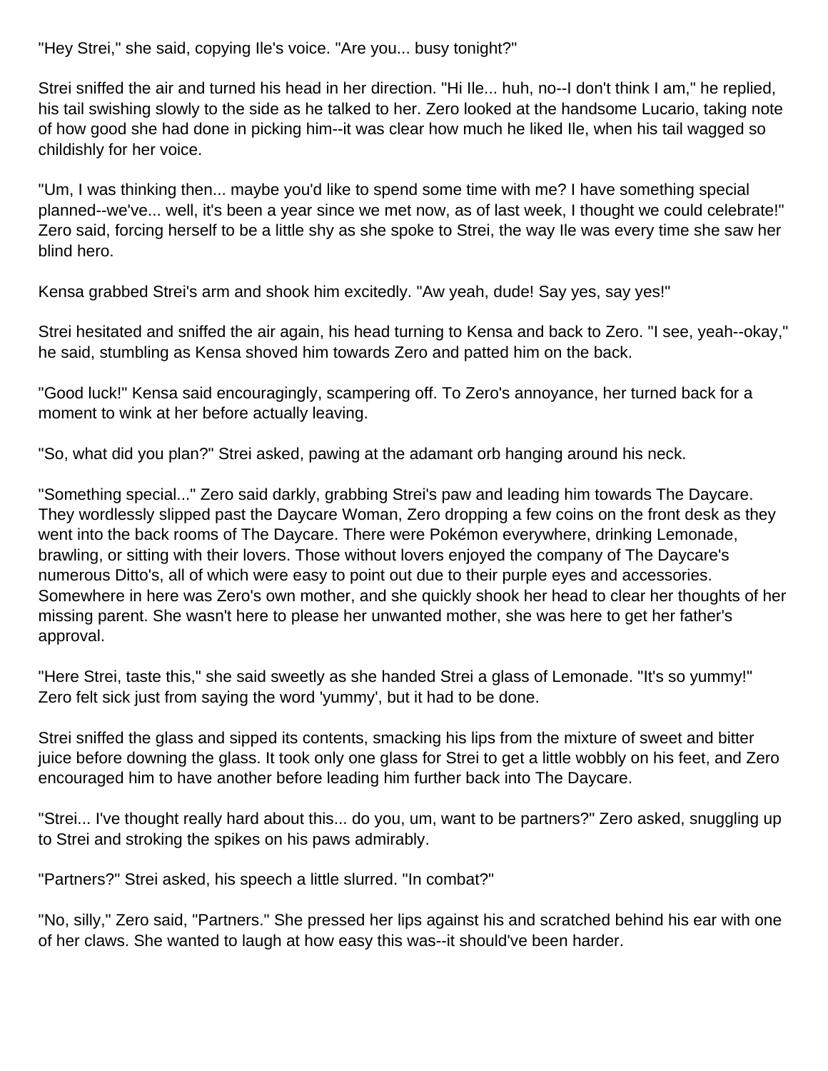"Hey Strei," she said, copying Ile's voice. "Are you... busy tonight?"

Strei sniffed the air and turned his head in her direction. "Hi Ile... huh, no--I don't think I am," he replied, his tail swishing slowly to the side as he talked to her. Zero looked at the handsome Lucario, taking note of how good she had done in picking him--it was clear how much he liked Ile, when his tail wagged so childishly for her voice.

"Um, I was thinking then... maybe you'd like to spend some time with me? I have something special planned--we've... well, it's been a year since we met now, as of last week, I thought we could celebrate!" Zero said, forcing herself to be a little shy as she spoke to Strei, the way Ile was every time she saw her blind hero.

Kensa grabbed Strei's arm and shook him excitedly. "Aw yeah, dude! Say yes, say yes!"

Strei hesitated and sniffed the air again, his head turning to Kensa and back to Zero. "I see, yeah--okay," he said, stumbling as Kensa shoved him towards Zero and patted him on the back.

"Good luck!" Kensa said encouragingly, scampering off. To Zero's annoyance, her turned back for a moment to wink at her before actually leaving.

"So, what did you plan?" Strei asked, pawing at the adamant orb hanging around his neck.

"Something special..." Zero said darkly, grabbing Strei's paw and leading him towards The Daycare. They wordlessly slipped past the Daycare Woman, Zero dropping a few coins on the front desk as they went into the back rooms of The Daycare. There were Pokémon everywhere, drinking Lemonade, brawling, or sitting with their lovers. Those without lovers enjoyed the company of The Daycare's numerous Ditto's, all of which were easy to point out due to their purple eyes and accessories. Somewhere in here was Zero's own mother, and she quickly shook her head to clear her thoughts of her missing parent. She wasn't here to please her unwanted mother, she was here to get her father's approval.

"Here Strei, taste this," she said sweetly as she handed Strei a glass of Lemonade. "It's so yummy!" Zero felt sick just from saying the word 'yummy', but it had to be done.

Strei sniffed the glass and sipped its contents, smacking his lips from the mixture of sweet and bitter juice before downing the glass. It took only one glass for Strei to get a little wobbly on his feet, and Zero encouraged him to have another before leading him further back into The Daycare.

"Strei... I've thought really hard about this... do you, um, want to be partners?" Zero asked, snuggling up to Strei and stroking the spikes on his paws admirably.

"Partners?" Strei asked, his speech a little slurred. "In combat?"

"No, silly," Zero said, "Partners." She pressed her lips against his and scratched behind his ear with one of her claws. She wanted to laugh at how easy this was--it should've been harder.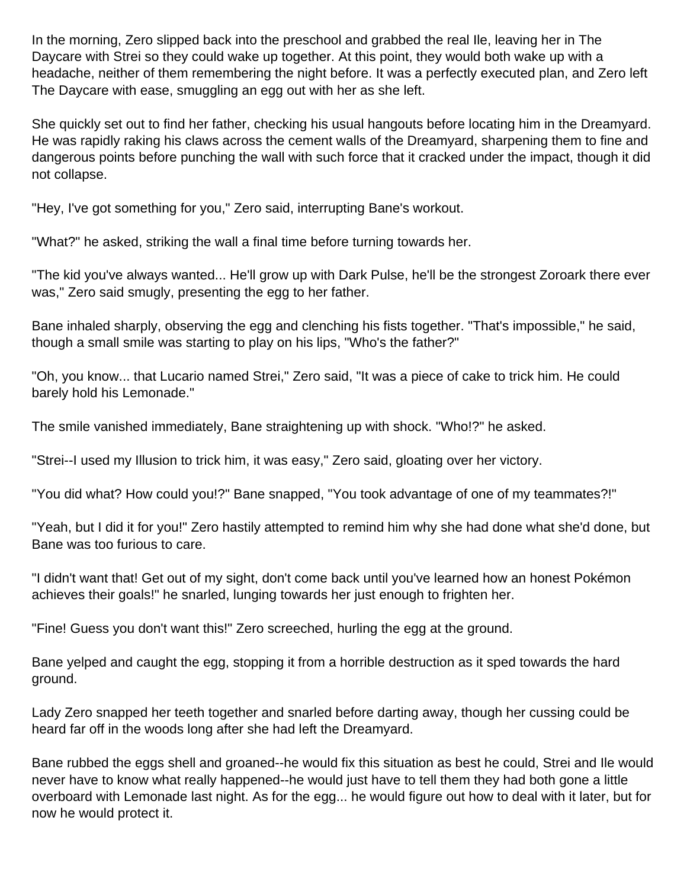In the morning, Zero slipped back into the preschool and grabbed the real Ile, leaving her in The Daycare with Strei so they could wake up together. At this point, they would both wake up with a headache, neither of them remembering the night before. It was a perfectly executed plan, and Zero left The Daycare with ease, smuggling an egg out with her as she left.

She quickly set out to find her father, checking his usual hangouts before locating him in the Dreamyard. He was rapidly raking his claws across the cement walls of the Dreamyard, sharpening them to fine and dangerous points before punching the wall with such force that it cracked under the impact, though it did not collapse.

"Hey, I've got something for you," Zero said, interrupting Bane's workout.

"What?" he asked, striking the wall a final time before turning towards her.

"The kid you've always wanted... He'll grow up with Dark Pulse, he'll be the strongest Zoroark there ever was," Zero said smugly, presenting the egg to her father.

Bane inhaled sharply, observing the egg and clenching his fists together. "That's impossible," he said, though a small smile was starting to play on his lips, "Who's the father?"

"Oh, you know... that Lucario named Strei," Zero said, "It was a piece of cake to trick him. He could barely hold his Lemonade."

The smile vanished immediately, Bane straightening up with shock. "Who!?" he asked.

"Strei--I used my Illusion to trick him, it was easy," Zero said, gloating over her victory.

"You did what? How could you!?" Bane snapped, "You took advantage of one of my teammates?!"

"Yeah, but I did it for you!" Zero hastily attempted to remind him why she had done what she'd done, but Bane was too furious to care.

"I didn't want that! Get out of my sight, don't come back until you've learned how an honest Pokémon achieves their goals!" he snarled, lunging towards her just enough to frighten her.

"Fine! Guess you don't want this!" Zero screeched, hurling the egg at the ground.

Bane yelped and caught the egg, stopping it from a horrible destruction as it sped towards the hard ground.

Lady Zero snapped her teeth together and snarled before darting away, though her cussing could be heard far off in the woods long after she had left the Dreamyard.

Bane rubbed the eggs shell and groaned--he would fix this situation as best he could, Strei and Ile would never have to know what really happened--he would just have to tell them they had both gone a little overboard with Lemonade last night. As for the egg... he would figure out how to deal with it later, but for now he would protect it.